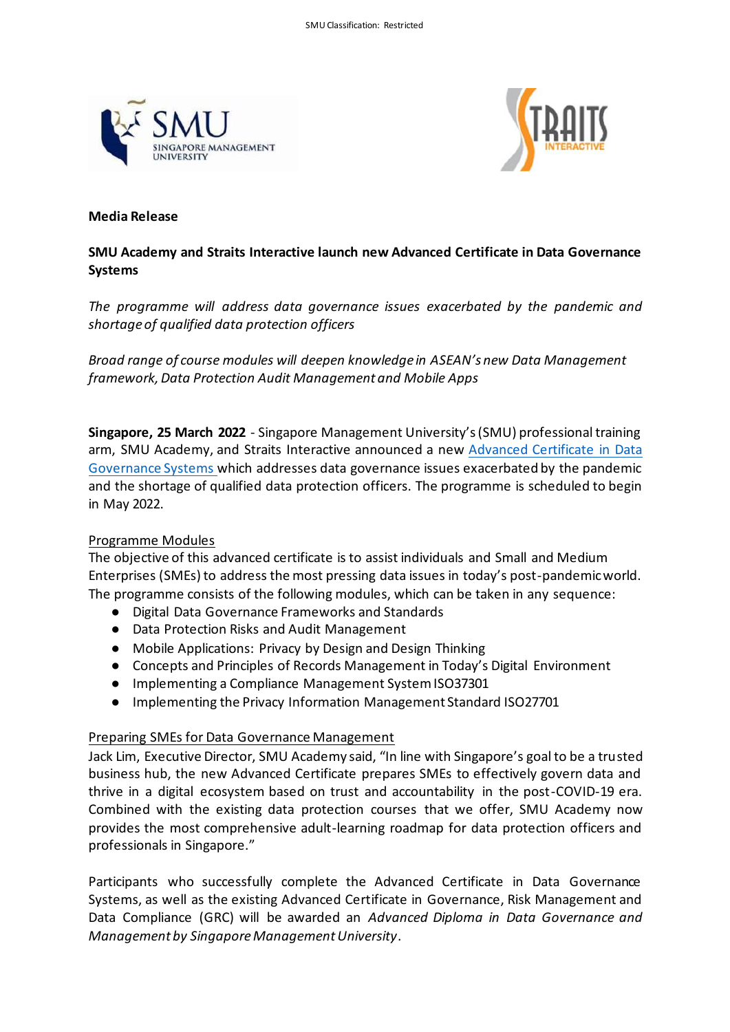**Media Release**

## SMU Academy and Straits Interactive launch new Advanced Certificate in Data Governance Systems

*The programme will address data governance issues exacerbated by the pandemic and shortage of qualified data protection officers*

*Broad range of course modules will deepen knowledge in ASEAN's new Data Management framework, Data Protection Audit Management and Mobile Apps*

**Singapore, 25 March 2022** - Singapore Management University's (SMU) professional training arm, SMU Academy, and Straits Interactive announced a new Advanced Certificate in Data Governance Systems which addresses data governance issues exacerbated by the pandemic and the shortage of qualified data protection officers. The programme is scheduled to begin in May 2022.

### Programme Modules

The objective of this advanced certificate is to assist individuals and Small and Medium Enterprises (SMEs) to address the most pressing data issues in today's post-pandemic world. The programme consists of the following modules, which can be taken in any sequence:

- Digital Data Governance Frameworks and Standards
- Data Protection Risks and Audit Management
- Mobile Applications: Privacy by Design and Design Thinking
- Concepts and Principles of Records Management in Today's Digital Environment
- Implementing a Compliance Management System ISO37301
- Implementing the Privacy Information Management Standard ISO27701

### Preparing SMEs for Data Governance Management

Jack Lim, Executive Director, SMU Academy said, "In line with Singapore's goal to be a trusted business hub, the new Advanced Certificate prepares SMEs to effectively govern data and thrive in a digital ecosystem based on trust and accountability in the post-COVID-19 era. Combined with the existing data protection courses that we offer, SMU Academy now provides the most comprehensive adult-learning roadmap for data protection officers and professionals in Singapore."

Participants who successfully complete the Advanced Certificate in Data Governance Systems, as well as the existing Advanced Certificate in Governance, Risk Management and Data Compliance (GRC) will be awarded an *Advanced Diploma in Data Governance and Management by Singapore Management University*.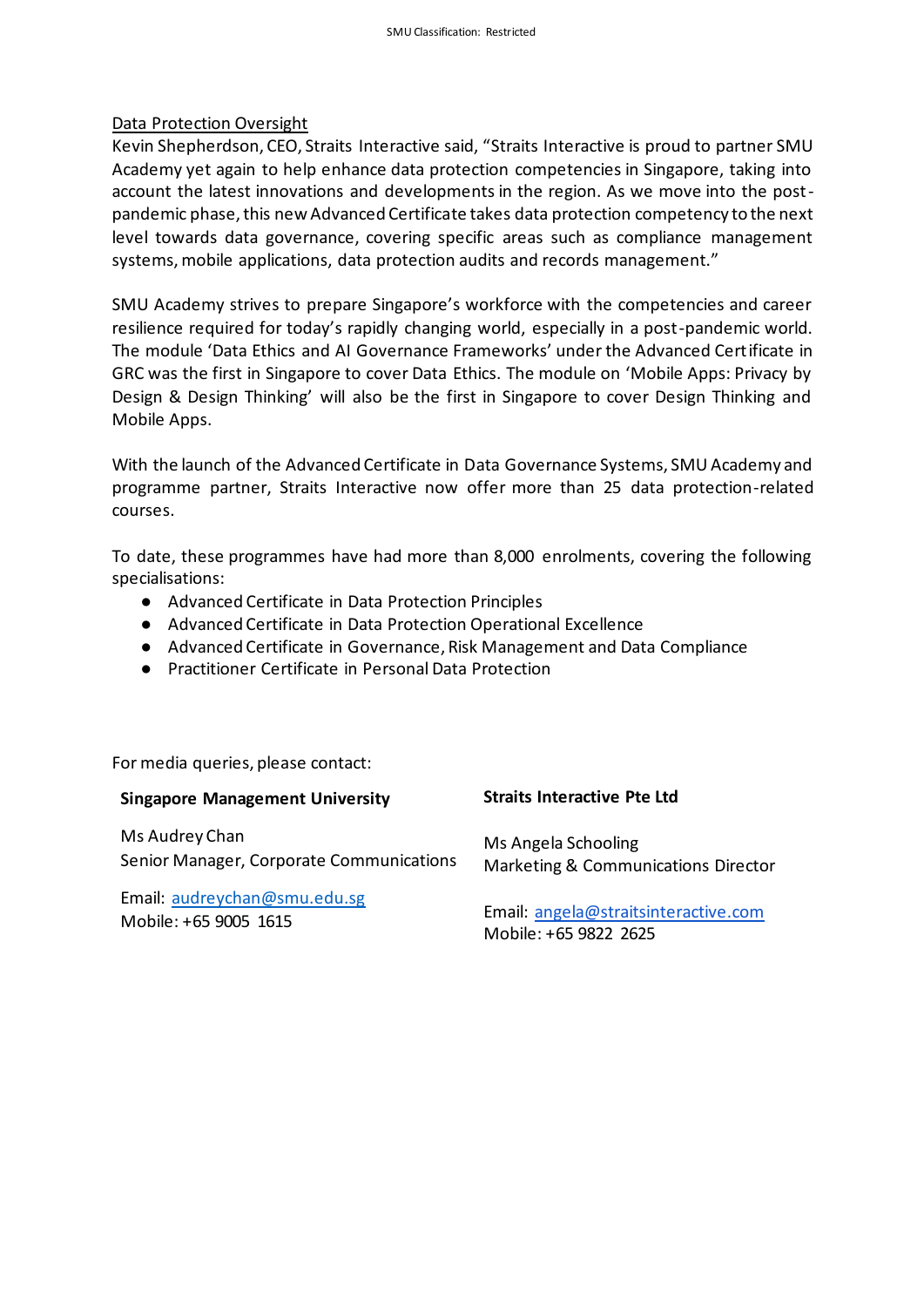## Data Protection Oversight

Kevin Shepherdson, CEO, Straits Interactive said, “Straits Interactive is proud to partner SMU Academy yet again to help enhance data protection competencies in Singapore, taking into account the latest innovations and developments in the region. As we move into the post-pandemic phase, this new Advanced Certificate takes data protection competency to the next level towards data governance, covering specific areas such as compliance management systems, mobile applications, data protection audits and records management.”

SMU Academy strives to prepare Singapore’s workforce with the competencies and career resilience required for today’s rapidly changing world, especially in a post-pandemic world. The module ‘Data Ethics and AI Governance Frameworks’ under the Advanced Certificate in GRC was the first in Singapore to cover Data Ethics. The module on ‘Mobile Apps: Privacy by Design & Design Thinking’ will also be the first in Singapore to cover Design Thinking and Mobile Apps.

With the launch of the Advanced Certificate in Data Governance Systems, SMU Academy and programme partner, Straits Interactive now offer more than 25 data protection-related courses.

To date, these programmes have had more than 8,000 enrolments, covering the following specialisations:

- Advanced Certificate in Data Protection Principles
- Advanced Certificate in Data Protection Operational Excellence
- Advanced Certificate in Governance, Risk Management and Data Compliance
- Practitioner Certificate in Personal Data Protection

For media queries, please contact:

**Singapore Management University**

Ms Audrey Chan
Senior Manager, Corporate Communications

Email: audreychan@smu.edu.sg
Mobile: +65 9005 1615

**Straits Interactive Pte Ltd**

Ms Angela Schooling
Marketing & Communications Director

Email: angela@straitsinteractive.com
Mobile: +65 9822 2625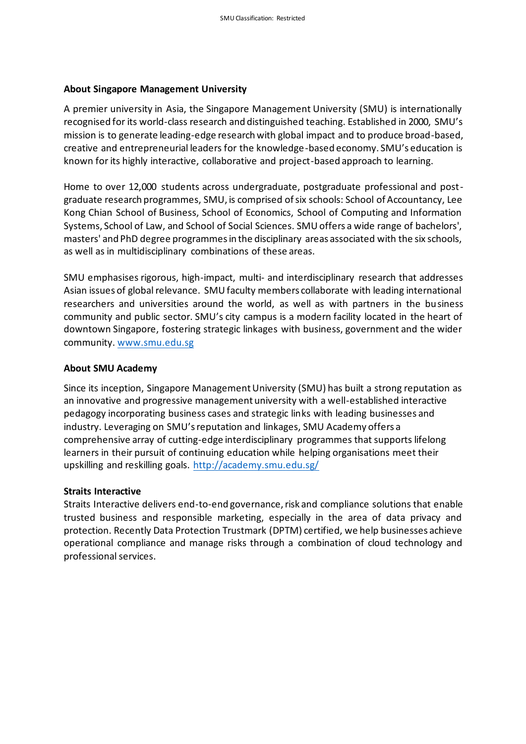## About Singapore Management University

A premier university in Asia, the Singapore Management University (SMU) is internationally recognised for its world-class research and distinguished teaching. Established in 2000, SMU's mission is to generate leading-edge research with global impact and to produce broad-based, creative and entrepreneurial leaders for the knowledge-based economy. SMU's education is known for its highly interactive, collaborative and project-based approach to learning.

Home to over 12,000 students across undergraduate, postgraduate professional and post-graduate research programmes, SMU, is comprised of six schools: School of Accountancy, Lee Kong Chian School of Business, School of Economics, School of Computing and Information Systems, School of Law, and School of Social Sciences. SMU offers a wide range of bachelors', masters' and PhD degree programmes in the disciplinary areas associated with the six schools, as well as in multidisciplinary combinations of these areas.

SMU emphasises rigorous, high-impact, multi- and interdisciplinary research that addresses Asian issues of global relevance. SMU faculty members collaborate with leading international researchers and universities around the world, as well as with partners in the business community and public sector. SMU's city campus is a modern facility located in the heart of downtown Singapore, fostering strategic linkages with business, government and the wider community. [www.smu.edu.sg](www.smu.edu.sg)

## About SMU Academy

Since its inception, Singapore Management University (SMU) has built a strong reputation as an innovative and progressive management university with a well-established interactive pedagogy incorporating business cases and strategic links with leading businesses and industry. Leveraging on SMU's reputation and linkages, SMU Academy offers a comprehensive array of cutting-edge interdisciplinary programmes that supports lifelong learners in their pursuit of continuing education while helping organisations meet their upskilling and reskilling goals. [http://academy.smu.edu.sg/](http://academy.smu.edu.sg/)

## Straits Interactive

Straits Interactive delivers end-to-end governance, risk and compliance solutions that enable trusted business and responsible marketing, especially in the area of data privacy and protection. Recently Data Protection Trustmark (DPTM) certified, we help businesses achieve operational compliance and manage risks through a combination of cloud technology and professional services.